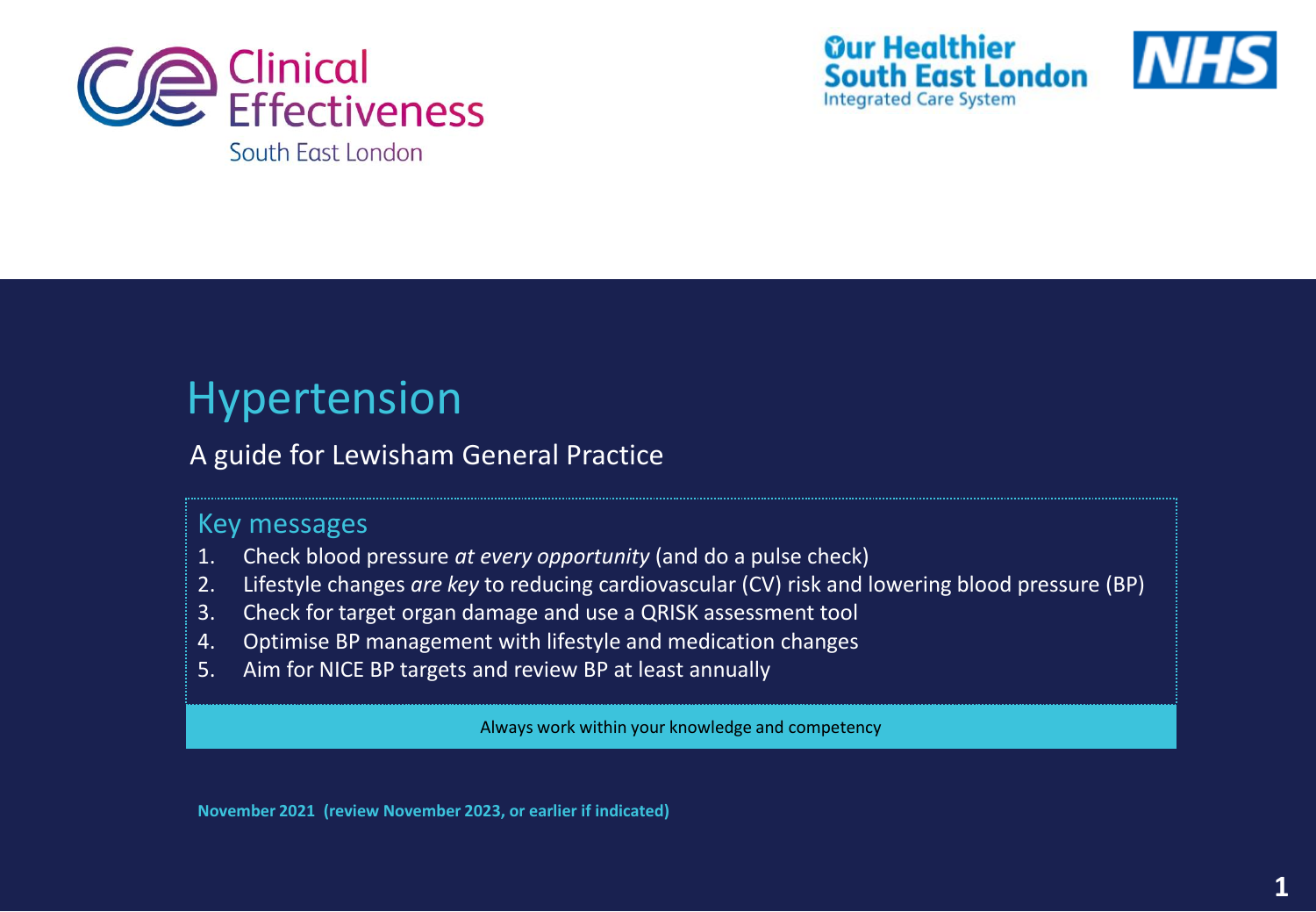Clinical Effectiveness South East London

Our Healthier South East London Integrated Care System

NHS

# Hypertension

## A guide for Lewisham General Practice

### Key messages

1. Check blood pressure *at every opportunity* (and do a pulse check)
2. Lifestyle changes *are key* to reducing cardiovascular (CV) risk and lowering blood pressure (BP)
3. Check for target organ damage and use a QRISK assessment tool
4. Optimise BP management with lifestyle and medication changes
5. Aim for NICE BP targets and review BP at least annually

Always work within your knowledge and competency

**November 2021 (review November 2023, or earlier if indicated)**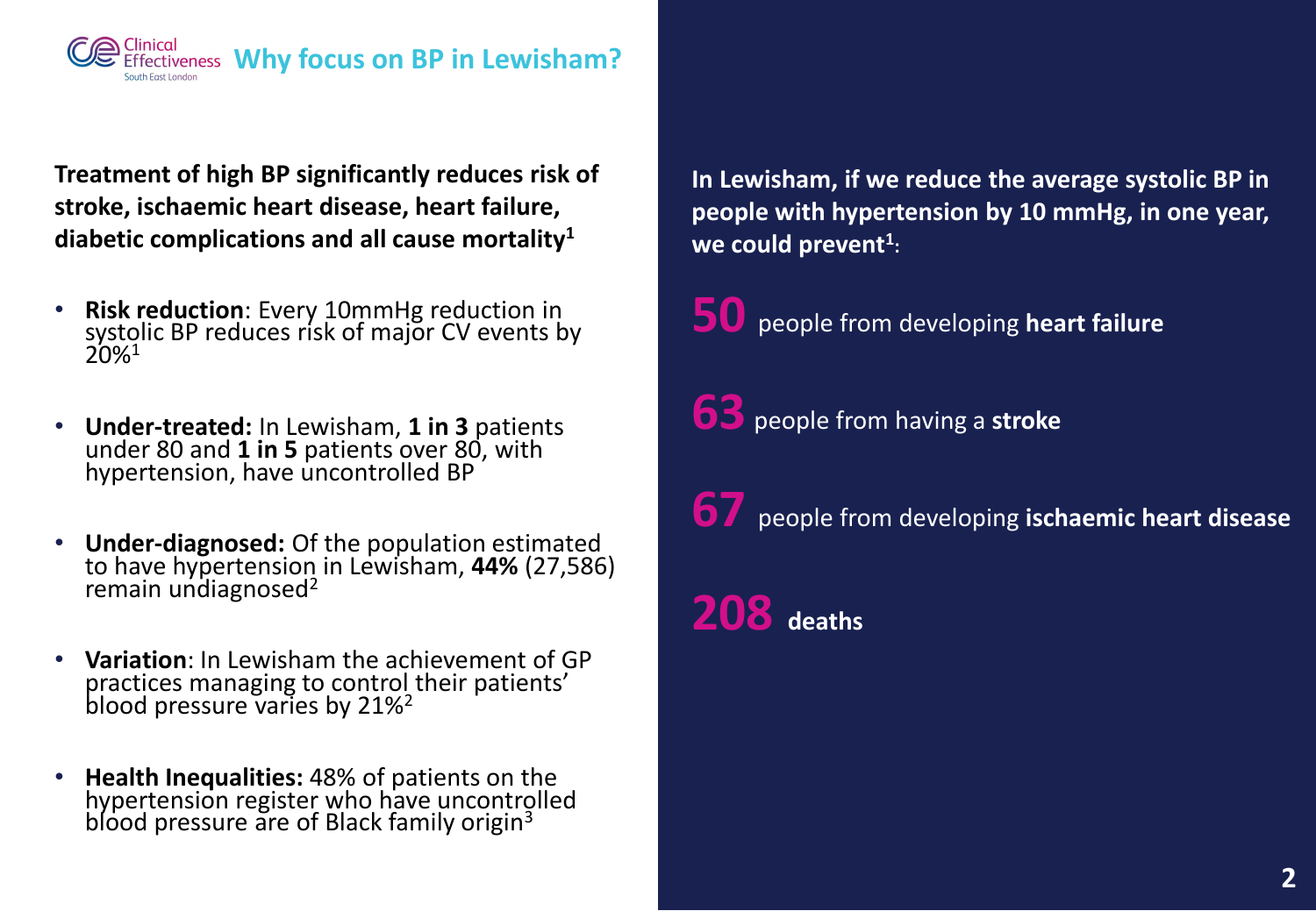# Why focus on BP in Lewisham?

**Treatment of high BP significantly reduces risk of stroke, ischaemic heart disease, heart failure, diabetic complications and all cause mortality[1]**

- **Risk reduction**: Every 10mmHg reduction in systolic BP reduces risk of major CV events by 20%[1]
- **Under-treated:** In Lewisham, **1 in 3** patients under 80 and **1 in 5** patients over 80, with hypertension, have uncontrolled BP
- **Under-diagnosed:** Of the population estimated to have hypertension in Lewisham, **44%** (27,586) remain undiagnosed[2]
- **Variation**: In Lewisham the achievement of GP practices managing to control their patients' blood pressure varies by 21%[2]
- **Health Inequalities:** 48% of patients on the hypertension register who have uncontrolled blood pressure are of Black family origin[3]

**In Lewisham, if we reduce the average systolic BP in people with hypertension by 10 mmHg, in one year, we could prevent[1]:**

**50** people from developing **heart failure**

**63** people from having a **stroke**

**67** people from developing **ischaemic heart disease**

**208** **deaths**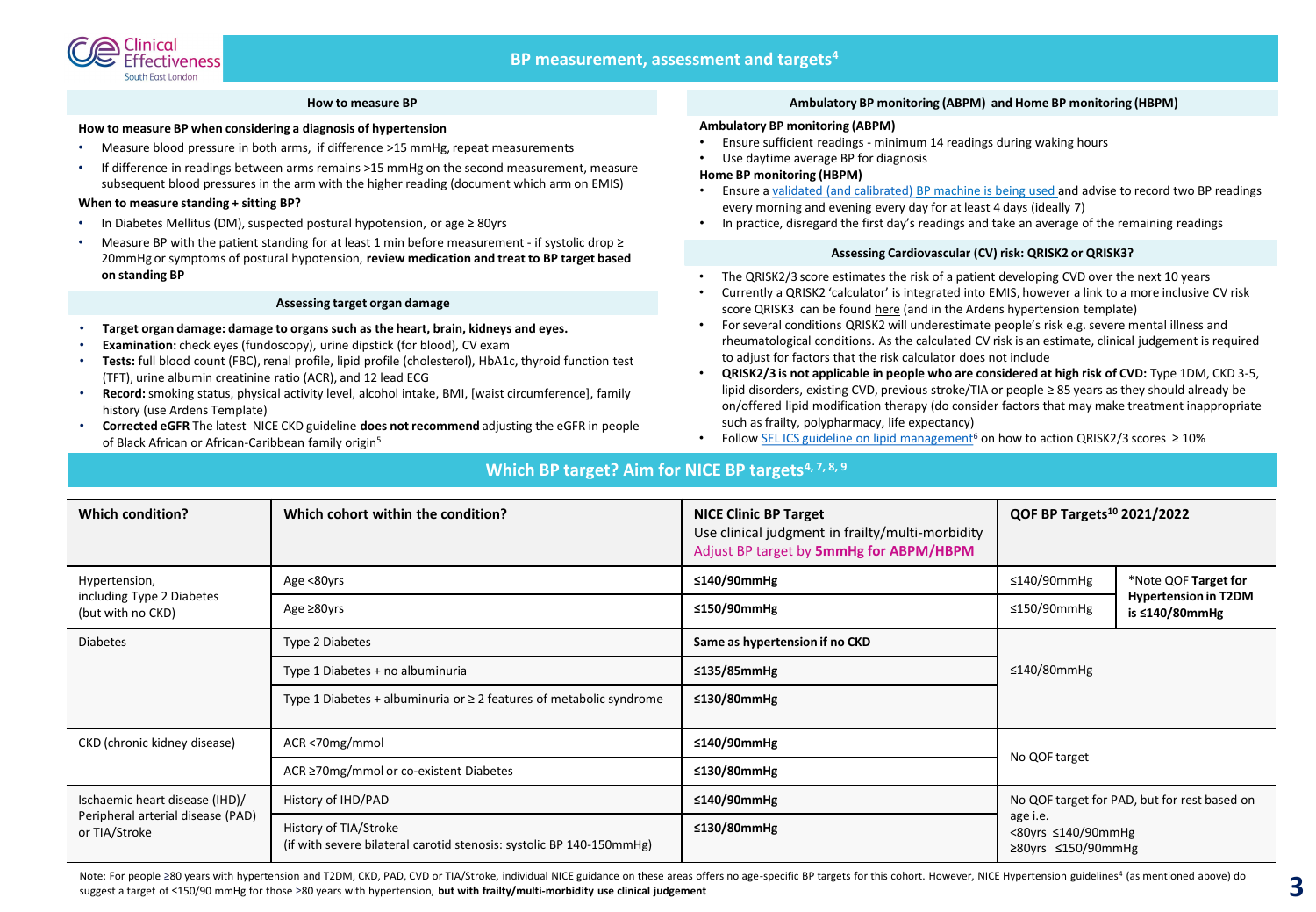# BP measurement, assessment and targets[4]

## How to measure BP

**How to measure BP when considering a diagnosis of hypertension**

- Measure blood pressure in both arms, if difference >15 mmHg, repeat measurements
- If difference in readings between arms remains >15 mmHg on the second measurement, measure subsequent blood pressures in the arm with the higher reading (document which arm on EMIS)

**When to measure standing + sitting BP?**

- In Diabetes Mellitus (DM), suspected postural hypotension, or age ≥ 80yrs
- Measure BP with the patient standing for at least 1 min before measurement - if systolic drop ≥ 20mmHg or symptoms of postural hypotension, **review medication and treat to BP target based on standing BP**

## Assessing target organ damage

- **Target organ damage: damage to organs such as the heart, brain, kidneys and eyes.**
- **Examination:** check eyes (fundoscopy), urine dipstick (for blood), CV exam
- **Tests:** full blood count (FBC), renal profile, lipid profile (cholesterol), HbA1c, thyroid function test (TFT), urine albumin creatinine ratio (ACR), and 12 lead ECG
- **Record:** smoking status, physical activity level, alcohol intake, BMI, [waist circumference], family history (use Ardens Template)
- **Corrected eGFR** The latest NICE CKD guideline **does not recommend** adjusting the eGFR in people of Black African or African-Caribbean family origin[5]

## Ambulatory BP monitoring (ABPM) and Home BP monitoring (HBPM)

**Ambulatory BP monitoring (ABPM)**

- Ensure sufficient readings - minimum 14 readings during waking hours
- Use daytime average BP for diagnosis

**Home BP monitoring (HBPM)**

- Ensure a validated (and calibrated) BP machine is being used and advise to record two BP readings every morning and evening every day for at least 4 days (ideally 7)
- In practice, disregard the first day's readings and take an average of the remaining readings

## Assessing Cardiovascular (CV) risk: QRISK2 or QRISK3?

- The QRISK2/3 score estimates the risk of a patient developing CVD over the next 10 years
- Currently a QRISK2 'calculator' is integrated into EMIS, however a link to a more inclusive CV risk score QRISK3 can be found here (and in the Ardens hypertension template)
- For several conditions QRISK2 will underestimate people's risk e.g. severe mental illness and rheumatological conditions. As the calculated CV risk is an estimate, clinical judgement is required to adjust for factors that the risk calculator does not include
- **QRISK2/3 is not applicable in people who are considered at high risk of CVD:** Type 1DM, CKD 3-5, lipid disorders, existing CVD, previous stroke/TIA or people ≥ 85 years as they should already be on/offered lipid modification therapy (do consider factors that may make treatment inappropriate such as frailty, polypharmacy, life expectancy)
- Follow SEL ICS guideline on lipid management[6] on how to action QRISK2/3 scores ≥ 10%

## Which BP target? Aim for NICE BP targets[4, 7, 8, 9]

| Which condition? | Which cohort within the condition? | NICE Clinic BP Target<br>Use clinical judgment in frailty/multi-morbidity<br>Adjust BP target by **5mmHg for ABPM/HBPM** | QOF BP Targets[10] 2021/2022 | |
|---|---|---|---|---|
| Hypertension, including Type 2 Diabetes (but with no CKD) | Age <80yrs | **≤140/90mmHg** | ≤140/90mmHg | *Note QOF **Target for Hypertension in T2DM is ≤140/80mmHg** |
| | Age ≥80yrs | **≤150/90mmHg** | ≤150/90mmHg | |
| Diabetes | Type 2 Diabetes | **Same as hypertension if no CKD** | ≤140/80mmHg | |
| | Type 1 Diabetes + no albuminuria | **≤135/85mmHg** | | |
| | Type 1 Diabetes + albuminuria or ≥ 2 features of metabolic syndrome | **≤130/80mmHg** | | |
| CKD (chronic kidney disease) | ACR <70mg/mmol | **≤140/90mmHg** | No QOF target | |
| | ACR ≥70mg/mmol or co-existent Diabetes | **≤130/80mmHg** | | |
| Ischaemic heart disease (IHD)/ Peripheral arterial disease (PAD) or TIA/Stroke | History of IHD/PAD | **≤140/90mmHg** | No QOF target for PAD, but for rest based on age i.e.<br><80yrs ≤140/90mmHg<br>≥80yrs ≤150/90mmHg | |
| | History of TIA/Stroke<br>(if with severe bilateral carotid stenosis: systolic BP 140-150mmHg) | **≤130/80mmHg** | | |

Note: For people ≥80 years with hypertension and T2DM, CKD, PAD, CVD or TIA/Stroke, individual NICE guidance on these areas offers no age-specific BP targets for this cohort. However, NICE Hypertension guidelines[4] (as mentioned above) do suggest a target of ≤150/90 mmHg for those ≥80 years with hypertension, **but with frailty/multi-morbidity use clinical judgement**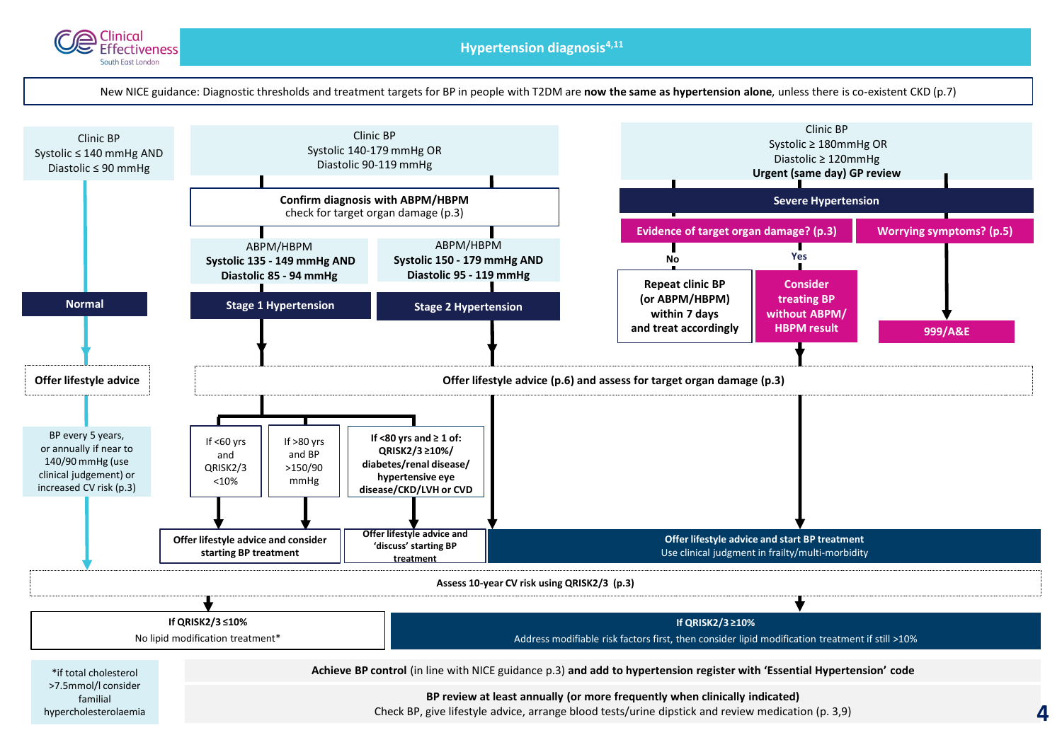# Hypertension diagnosis[4,11]

New NICE guidance: Diagnostic thresholds and treatment targets for BP in people with T2DM are **now the same as hypertension alone**, unless there is co-existent CKD (p.7)

## Clinic BP Systolic ≤ 140 mmHg AND Diastolic ≤ 90 mmHg

**Normal**

**Offer lifestyle advice**

BP every 5 years, or annually if near to 140/90 mmHg (use clinical judgement) or increased CV risk (p.3)

## Clinic BP Systolic 140-179 mmHg OR Diastolic 90-119 mmHg

**Confirm diagnosis with ABPM/HBPM**
check for target organ damage (p.3)

- ABPM/HBPM **Systolic 135 - 149 mmHg AND Diastolic 85 - 94 mmHg** → **Stage 1 Hypertension**
- ABPM/HBPM **Systolic 150 - 179 mmHg AND Diastolic 95 - 119 mmHg** → **Stage 2 Hypertension**

## Clinic BP Systolic ≥ 180mmHg OR Diastolic ≥ 120mmHg

**Urgent (same day) GP review**

**Severe Hypertension**

- **Evidence of target organ damage? (p.3)**
  - No → **Repeat clinic BP (or ABPM/HBPM) within 7 days and treat accordingly**
  - Yes → **Consider treating BP without ABPM/ HBPM result**
- **Worrying symptoms? (p.5)** → **999/A&E**

## Offer lifestyle advice (p.6) and assess for target organ damage (p.3)

Stage 1 Hypertension:

- If <60 yrs and QRISK2/3 <10% → **Offer lifestyle advice and consider starting BP treatment**
- If >80 yrs and BP >150/90 mmHg → **Offer lifestyle advice and consider starting BP treatment**
- **If <80 yrs and ≥ 1 of: QRISK2/3 ≥10%/ diabetes/renal disease/ hypertensive eye disease/CKD/LVH or CVD** → **Offer lifestyle advice and 'discuss' starting BP treatment**

Stage 2 Hypertension / Severe Hypertension → **Offer lifestyle advice and start BP treatment**
Use clinical judgment in frailty/multi-morbidity

## Assess 10-year CV risk using QRISK2/3 (p.3)

- **If QRISK2/3 ≤10%**
  No lipid modification treatment*
- **If QRISK2/3 ≥10%**
  Address modifiable risk factors first, then consider lipid modification treatment if still >10%

*if total cholesterol >7.5mmol/l consider familial hypercholesterolaemia

**Achieve BP control** (in line with NICE guidance p.3) **and add to hypertension register with 'Essential Hypertension' code**

**BP review at least annually (or more frequently when clinically indicated)**
Check BP, give lifestyle advice, arrange blood tests/urine dipstick and review medication (p. 3,9)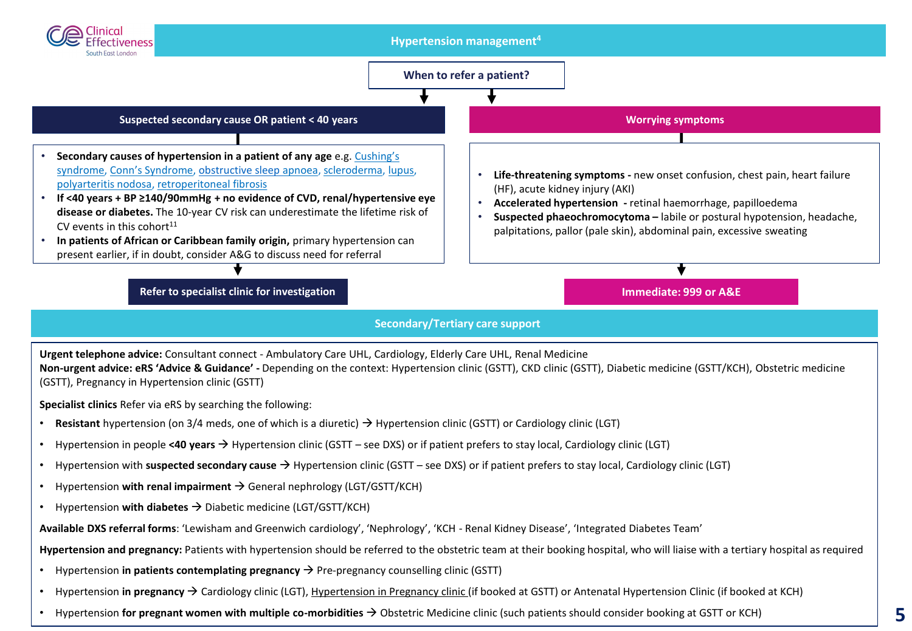# Hypertension management[4]

## When to refer a patient?

### Suspected secondary cause OR patient < 40 years

- **Secondary causes of hypertension in a patient of any age** e.g. Cushing's syndrome, Conn's Syndrome, obstructive sleep apnoea, scleroderma, lupus, polyarteritis nodosa, retroperitoneal fibrosis
- **If <40 years + BP ≥140/90mmHg + no evidence of CVD, renal/hypertensive eye disease or diabetes.** The 10-year CV risk can underestimate the lifetime risk of CV events in this cohort[11]
- **In patients of African or Caribbean family origin,** primary hypertension can present earlier, if in doubt, consider A&G to discuss need for referral

**Refer to specialist clinic for investigation**

### Worrying symptoms

- **Life-threatening symptoms -** new onset confusion, chest pain, heart failure (HF), acute kidney injury (AKI)
- **Accelerated hypertension -** retinal haemorrhage, papilloedema
- **Suspected phaeochromocytoma –** labile or postural hypotension, headache, palpitations, pallor (pale skin), abdominal pain, excessive sweating

**Immediate: 999 or A&E**

## Secondary/Tertiary care support

**Urgent telephone advice:** Consultant connect - Ambulatory Care UHL, Cardiology, Elderly Care UHL, Renal Medicine

**Non-urgent advice: eRS 'Advice & Guidance' -** Depending on the context: Hypertension clinic (GSTT), CKD clinic (GSTT), Diabetic medicine (GSTT/KCH), Obstetric medicine (GSTT), Pregnancy in Hypertension clinic (GSTT)

**Specialist clinics** Refer via eRS by searching the following:

- **Resistant** hypertension (on 3/4 meds, one of which is a diuretic) → Hypertension clinic (GSTT) or Cardiology clinic (LGT)
- Hypertension in people **<40 years** → Hypertension clinic (GSTT – see DXS) or if patient prefers to stay local, Cardiology clinic (LGT)
- Hypertension with **suspected secondary cause** → Hypertension clinic (GSTT – see DXS) or if patient prefers to stay local, Cardiology clinic (LGT)
- Hypertension **with renal impairment** → General nephrology (LGT/GSTT/KCH)
- Hypertension **with diabetes** → Diabetic medicine (LGT/GSTT/KCH)

**Available DXS referral forms**: 'Lewisham and Greenwich cardiology', 'Nephrology', 'KCH - Renal Kidney Disease', 'Integrated Diabetes Team'

**Hypertension and pregnancy:** Patients with hypertension should be referred to the obstetric team at their booking hospital, who will liaise with a tertiary hospital as required

- Hypertension **in patients contemplating pregnancy** → Pre-pregnancy counselling clinic (GSTT)
- Hypertension **in pregnancy** → Cardiology clinic (LGT), Hypertension in Pregnancy clinic (if booked at GSTT) or Antenatal Hypertension Clinic (if booked at KCH)
- Hypertension **for pregnant women with multiple co-morbidities** → Obstetric Medicine clinic (such patients should consider booking at GSTT or KCH)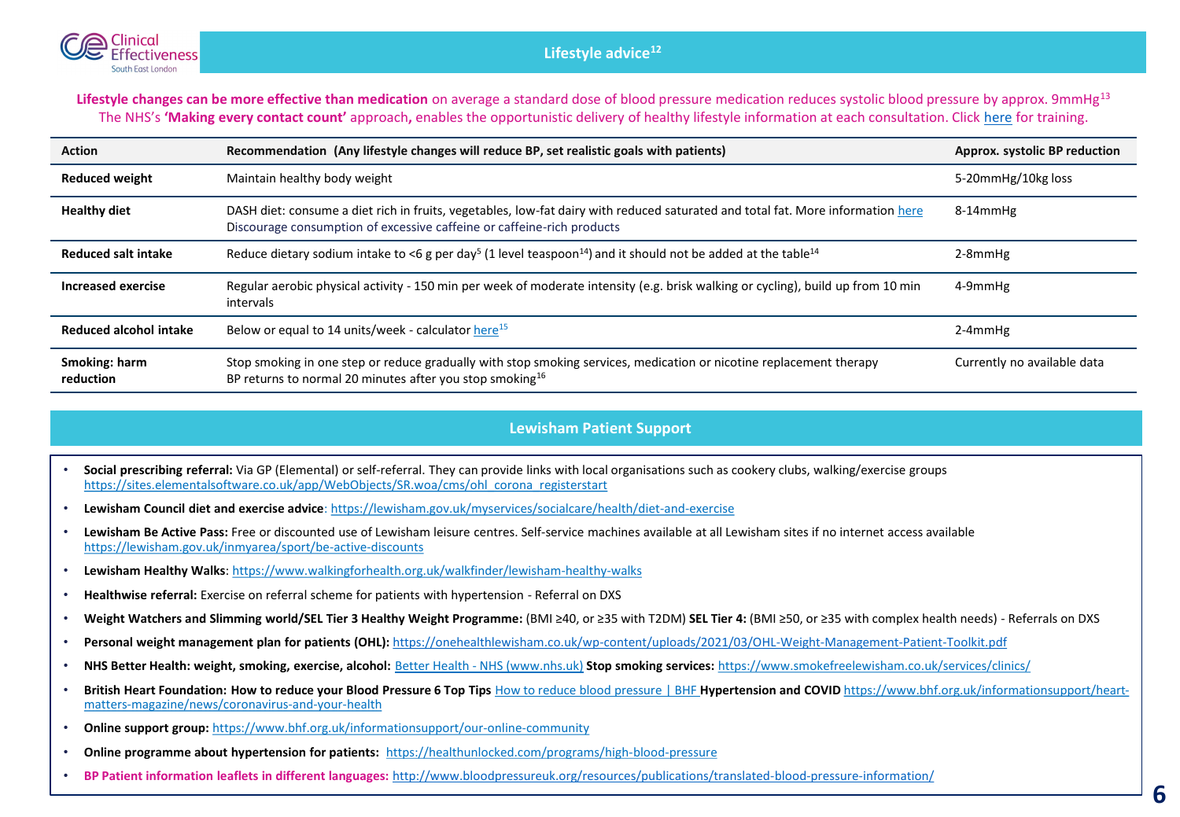## Lifestyle advice[12]

**Lifestyle changes can be more effective than medication** on average a standard dose of blood pressure medication reduces systolic blood pressure by approx. 9mmHg[13]
The NHS's **'Making every contact count'** approach**,** enables the opportunistic delivery of healthy lifestyle information at each consultation. Click here for training.

| Action | Recommendation (Any lifestyle changes will reduce BP, set realistic goals with patients) | Approx. systolic BP reduction |
|---|---|---|
| **Reduced weight** | Maintain healthy body weight | 5-20mmHg/10kg loss |
| **Healthy diet** | DASH diet: consume a diet rich in fruits, vegetables, low-fat dairy with reduced saturated and total fat. More information here<br>Discourage consumption of excessive caffeine or caffeine-rich products | 8-14mmHg |
| **Reduced salt intake** | Reduce dietary sodium intake to <6 g per day[5] (1 level teaspoon[14]) and it should not be added at the table[14] | 2-8mmHg |
| **Increased exercise** | Regular aerobic physical activity - 150 min per week of moderate intensity (e.g. brisk walking or cycling), build up from 10 min intervals | 4-9mmHg |
| **Reduced alcohol intake** | Below or equal to 14 units/week - calculator here[15] | 2-4mmHg |
| **Smoking: harm reduction** | Stop smoking in one step or reduce gradually with stop smoking services, medication or nicotine replacement therapy<br>BP returns to normal 20 minutes after you stop smoking[16] | Currently no available data |

## Lewisham Patient Support

- **Social prescribing referral:** Via GP (Elemental) or self-referral. They can provide links with local organisations such as cookery clubs, walking/exercise groups https://sites.elementalsoftware.co.uk/app/WebObjects/SR.woa/cms/ohl_corona_registerstart
- **Lewisham Council diet and exercise advice**: https://lewisham.gov.uk/myservices/socialcare/health/diet-and-exercise
- **Lewisham Be Active Pass:** Free or discounted use of Lewisham leisure centres. Self-service machines available at all Lewisham sites if no internet access available https://lewisham.gov.uk/inmyarea/sport/be-active-discounts
- **Lewisham Healthy Walks**: https://www.walkingforhealth.org.uk/walkfinder/lewisham-healthy-walks
- **Healthwise referral:** Exercise on referral scheme for patients with hypertension - Referral on DXS
- **Weight Watchers and Slimming world/SEL Tier 3 Healthy Weight Programme:** (BMI ≥40, or ≥35 with T2DM) **SEL Tier 4:** (BMI ≥50, or ≥35 with complex health needs) - Referrals on DXS
- **Personal weight management plan for patients (OHL):** https://onehealthlewisham.co.uk/wp-content/uploads/2021/03/OHL-Weight-Management-Patient-Toolkit.pdf
- **NHS Better Health: weight, smoking, exercise, alcohol:** Better Health - NHS (www.nhs.uk) **Stop smoking services:** https://www.smokefreelewisham.co.uk/services/clinics/
- **British Heart Foundation: How to reduce your Blood Pressure 6 Top Tips** How to reduce blood pressure | BHF **Hypertension and COVID** https://www.bhf.org.uk/informationsupport/heart-matters-magazine/news/coronavirus-and-your-health
- **Online support group:** https://www.bhf.org.uk/informationsupport/our-online-community
- **Online programme about hypertension for patients:** https://healthunlocked.com/programs/high-blood-pressure
- **BP Patient information leaflets in different languages:** http://www.bloodpressureuk.org/resources/publications/translated-blood-pressure-information/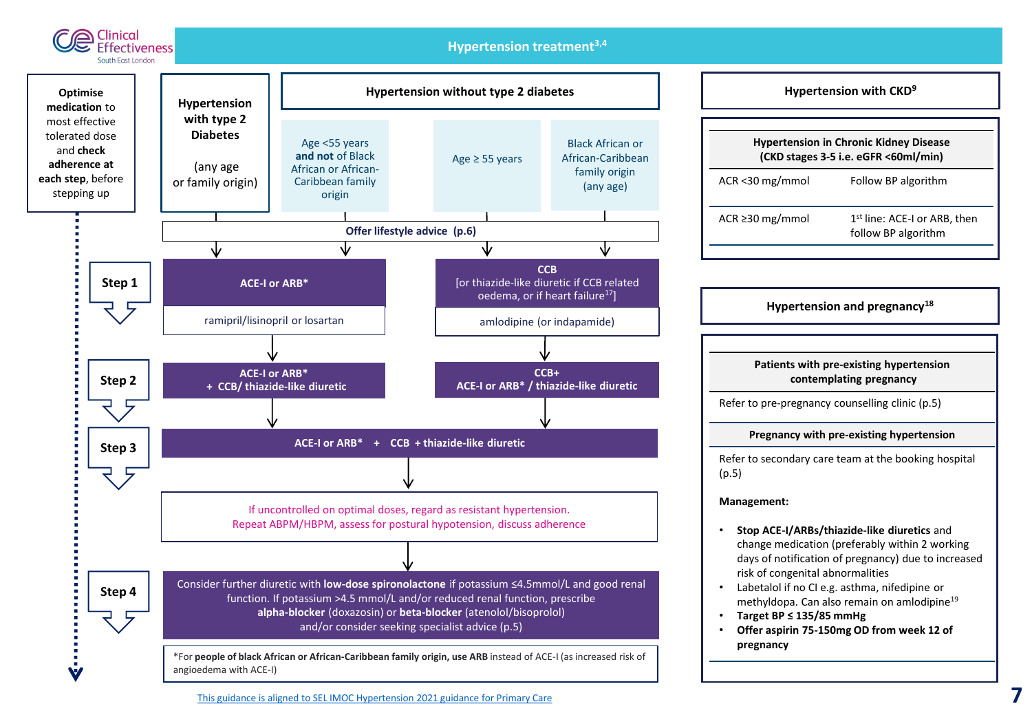# Hypertension treatment[3,4]

**Optimise medication** to most effective tolerated dose and **check adherence at each step**, before stepping up

## Hypertension with type 2 Diabetes

(any age or family origin)

## Hypertension without type 2 diabetes

- Age <55 years **and not** of Black African or African-Caribbean family origin
- Age ≥ 55 years
- Black African or African-Caribbean family origin (any age)

**Offer lifestyle advice (p.6)**

### Step 1

| Hypertension with type 2 diabetes / Age <55 years and not of Black African or African-Caribbean family origin | Age ≥ 55 years / Black African or African-Caribbean family origin (any age) |
|---|---|
| **ACE-I or ARB*** | **CCB** [or thiazide-like diuretic if CCB related oedema, or if heart failure[17]] |
| ramipril/lisinopril or losartan | amlodipine (or indapamide) |

### Step 2

| Hypertension with type 2 diabetes / Age <55 years and not of Black African or African-Caribbean family origin | Age ≥ 55 years / Black African or African-Caribbean family origin (any age) |
|---|---|
| **ACE-I or ARB* + CCB/ thiazide-like diuretic** | **CCB+ ACE-I or ARB* / thiazide-like diuretic** |

### Step 3

**ACE-I or ARB* + CCB + thiazide-like diuretic**

If uncontrolled on optimal doses, regard as resistant hypertension. Repeat ABPM/HBPM, assess for postural hypotension, discuss adherence

### Step 4

Consider further diuretic with **low-dose spironolactone** if potassium ≤4.5mmol/L and good renal function. If potassium >4.5 mmol/L and/or reduced renal function, prescribe **alpha-blocker** (doxazosin) or **beta-blocker** (atenolol/bisoprolol) and/or consider seeking specialist advice (p.5)

*For **people of black African or African-Caribbean family origin, use ARB** instead of ACE-I (as increased risk of angioedema with ACE-I)

This guidance is aligned to SEL IMOC Hypertension 2021 guidance for Primary Care

## Hypertension with CKD[9]

| Hypertension in Chronic Kidney Disease (CKD stages 3-5 i.e. eGFR <60ml/min) | |
|---|---|
| ACR <30 mg/mmol | Follow BP algorithm |
| ACR ≥30 mg/mmol | 1st line: ACE-I or ARB, then follow BP algorithm |

## Hypertension and pregnancy[18]

**Patients with pre-existing hypertension contemplating pregnancy**

Refer to pre-pregnancy counselling clinic (p.5)

**Pregnancy with pre-existing hypertension**

Refer to secondary care team at the booking hospital (p.5)

**Management:**

- **Stop ACE-I/ARBs/thiazide-like diuretics** and change medication (preferably within 2 working days of notification of pregnancy) due to increased risk of congenital abnormalities
- Labetalol if no CI e.g. asthma, nifedipine or methyldopa. Can also remain on amlodipine[19]
- **Target BP ≤ 135/85 mmHg**
- **Offer aspirin 75-150mg OD from week 12 of pregnancy**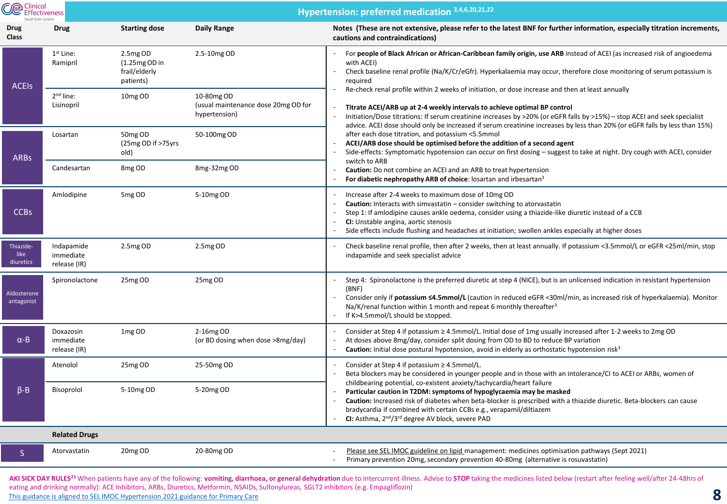# Hypertension: preferred medication [3,4,6,20,21,22]

| Drug Class | Drug | Starting dose | Daily Range | Notes (These are not extensive, please refer to the latest BNF for further information, especially titration increments, cautions and contraindications) |
|---|---|---|---|---|
| ACEIs | 1st Line: Ramipril | 2.5mg OD (1.25mg OD in frail/elderly patients) | 2.5-10mg OD | - For **people of Black African or African-Caribbean family origin, use ARB** instead of ACEI (as increased risk of angioedema with ACEI)<br>- Check baseline renal profile (Na/K/Cr/eGfr). Hyperkalaemia may occur, therefore close monitoring of serum potassium is required<br>- Re-check renal profile within 2 weeks of initiation, or dose increase and then at least annually<br>- **Titrate ACEI/ARB up at 2-4 weekly intervals to achieve optimal BP control**<br>- Initiation/Dose titrations: If serum creatinine increases by >20% (or eGFR falls by >15%) – stop ACEI and seek specialist advice. ACEI dose should only be increased if serum creatinine increases by less than 20% (or eGFR falls by less than 15%) after each dose titration, and potassium <5.5mmol<br>- **ACEI/ARB dose should be optimised before the addition of a second agent**<br>- Side-effects: Symptomatic hypotension can occur on first dosing – suggest to take at night. Dry cough with ACEI, consider switch to ARB<br>- **Caution:** Do not combine an ACEI and an ARB to treat hypertension<br>- **For diabetic nephropathy ARB of choice**: losartan and irbesartan[3] |
| | 2nd line: Lisinopril | 10mg OD | 10-80mg OD (usual maintenance dose 20mg OD for hypertension) | |
| ARBs | Losartan | 50mg OD (25mg OD if >75yrs old) | 50-100mg OD | |
| | Candesartan | 8mg OD | 8mg-32mg OD | |
| CCBs | Amlodipine | 5mg OD | 5-10mg OD | - Increase after 2-4 weeks to maximum dose of 10mg OD<br>- **Caution:** Interacts with simvastatin – consider switching to atorvastatin<br>- Step 1: If amlodipine causes ankle oedema, consider using a thiazide-like diuretic instead of a CCB<br>- **CI:** Unstable angina, aortic stenosis<br>- Side effects include flushing and headaches at initiation; swollen ankles especially at higher doses |
| Thiazide-like diuretics | Indapamide immediate release (IR) | 2.5mg OD | 2.5mg OD | - Check baseline renal profile, then after 2 weeks, then at least annually. If potassium <3.5mmol/L or eGFR <25ml/min, stop indapamide and seek specialist advice |
| Aldosterone antagonist | Spironolactone | 25mg OD | 25mg OD | - Step 4: Spironolactone is the preferred diuretic at step 4 (NICE), but is an unlicensed indication in resistant hypertension (BNF)<br>- Consider only if **potassium ≤4.5mmol/L** (caution in reduced eGFR <30ml/min, as increased risk of hyperkalaemia). Monitor Na/K/renal function within 1 month and repeat 6 monthly thereafter[3]<br>- If K>4.5mmol/L should be stopped. |
| α-B | Doxazosin immediate release (IR) | 1mg OD | 2-16mg OD (or BD dosing when dose >8mg/day) | - Consider at Step 4 if potassium ≥ 4.5mmol/L. Initial dose of 1mg usually increased after 1-2 weeks to 2mg OD<br>- At doses above 8mg/day, consider split dosing from OD to BD to reduce BP variation<br>- **Caution:** Initial dose postural hypotension, avoid in elderly as orthostatic hypotension risk[3] |
| β-B | Atenolol | 25mg OD | 25-50mg OD | - Consider at Step 4 if potassium ≥ 4.5mmol/L.<br>- Beta blockers may be considered in younger people and in those with an intolerance/CI to ACEI or ARBs, women of childbearing potential, co-existent anxiety/tachycardia/heart failure<br>- **Particular caution in T2DM: symptoms of hypoglycaemia may be masked**<br>- **Caution:** Increased risk of diabetes when beta-blocker is prescribed with a thiazide diuretic. Beta-blockers can cause bradycardia if combined with certain CCBs e.g., verapamil/diltiazem<br>- **CI:** Asthma, 2nd/3rd degree AV block, severe PAD |
| | Bisoprolol | 5-10mg OD | 5-20mg OD | |
| | **Related Drugs** | | | |
| S | Atorvastatin | 20mg OD | 20-80mg OD | - Please see SEL IMOC guideline on lipid management: medicines optimisation pathways (Sept 2021)<br>- Primary prevention 20mg, secondary prevention 40-80mg (alternative is rosuvastatin) |

**AKI SICK DAY RULES[23]** When patients have any of the following: **vomiting, diarrhoea, or general dehydration** due to intercurrent illness. Advise to **STOP** taking the medicines listed below (restart after feeling well/after 24-48hrs of eating and drinking normally): ACE Inhibitors, ARBs, Diuretics, Metformin, NSAIDs, Sulfonylureas, SGLT2 inhibitors (e.g. Empagliflozin)

This guidance is aligned to SEL IMOC Hypertension 2021 guidance for Primary Care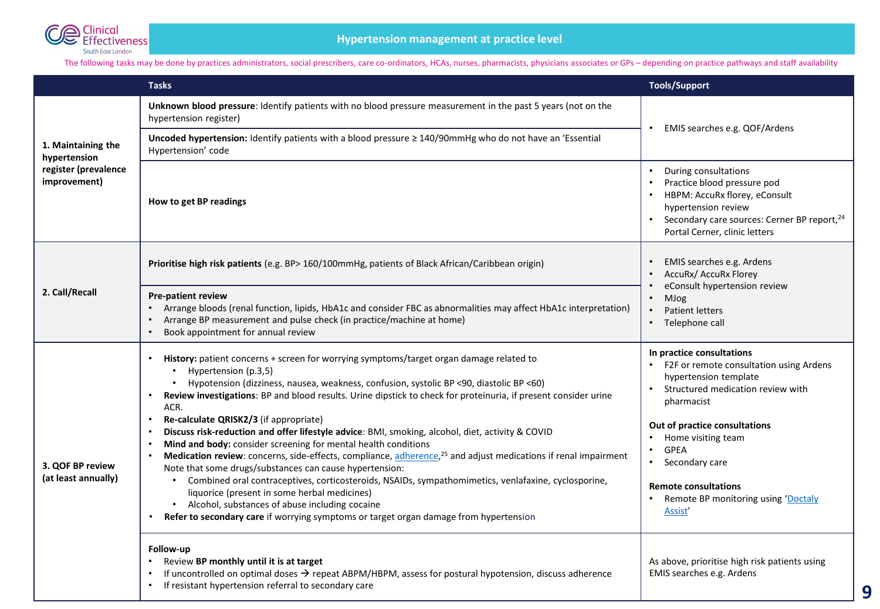# Hypertension management at practice level

The following tasks may be done by practices administrators, social prescribers, care co-ordinators, HCAs, nurses, pharmacists, physicians associates or GPs – depending on practice pathways and staff availability

| | Tasks | Tools/Support |
|---|---|---|
| **1. Maintaining the hypertension register (prevalence improvement)** | **Unknown blood pressure**: Identify patients with no blood pressure measurement in the past 5 years (not on the hypertension register) | • EMIS searches e.g. QOF/Ardens |
| | **Uncoded hypertension:** Identify patients with a blood pressure ≥ 140/90mmHg who do not have an 'Essential Hypertension' code | |
| | **How to get BP readings** | • During consultations<br>• Practice blood pressure pod<br>• HBPM: AccuRx florey, eConsult hypertension review<br>• Secondary care sources: Cerner BP report,[24] Portal Cerner, clinic letters |
| **2. Call/Recall** | **Prioritise high risk patients** (e.g. BP> 160/100mmHg, patients of Black African/Caribbean origin) | • EMIS searches e.g. Ardens<br>• AccuRx/ AccuRx Florey<br>• eConsult hypertension review<br>• MJog<br>• Patient letters<br>• Telephone call |
| | **Pre-patient review**<br>• Arrange bloods (renal function, lipids, HbA1c and consider FBC as abnormalities may affect HbA1c interpretation)<br>• Arrange BP measurement and pulse check (in practice/machine at home)<br>• Book appointment for annual review | |
| **3. QOF BP review (at least annually)** | • **History:** patient concerns + screen for worrying symptoms/target organ damage related to<br>&nbsp;&nbsp;&nbsp;&nbsp;• Hypertension (p.3,5)<br>&nbsp;&nbsp;&nbsp;&nbsp;• Hypotension (dizziness, nausea, weakness, confusion, systolic BP <90, diastolic BP <60)<br>• **Review investigations**: BP and blood results. Urine dipstick to check for proteinuria, if present consider urine ACR.<br>• **Re-calculate QRISK2/3** (if appropriate)<br>• **Discuss risk-reduction and offer lifestyle advice**: BMI, smoking, alcohol, diet, activity & COVID<br>• **Mind and body:** consider screening for mental health conditions<br>• **Medication review**: concerns, side-effects, compliance, adherence,[25] and adjust medications if renal impairment<br>Note that some drugs/substances can cause hypertension:<br>&nbsp;&nbsp;&nbsp;&nbsp;• Combined oral contraceptives, corticosteroids, NSAIDs, sympathomimetics, venlafaxine, cyclosporine, liquorice (present in some herbal medicines)<br>&nbsp;&nbsp;&nbsp;&nbsp;• Alcohol, substances of abuse including cocaine<br>• **Refer to secondary care** if worrying symptoms or target organ damage from hypertension | **In practice consultations**<br>• F2F or remote consultation using Ardens hypertension template<br>• Structured medication review with pharmacist<br><br>**Out of practice consultations**<br>• Home visiting team<br>• GPEA<br>• Secondary care<br><br>**Remote consultations**<br>• Remote BP monitoring using 'Doctaly Assist' |
| | **Follow-up**<br>• Review **BP monthly until it is at target**<br>• If uncontrolled on optimal doses → repeat ABPM/HBPM, assess for postural hypotension, discuss adherence<br>• If resistant hypertension referral to secondary care | As above, prioritise high risk patients using EMIS searches e.g. Ardens |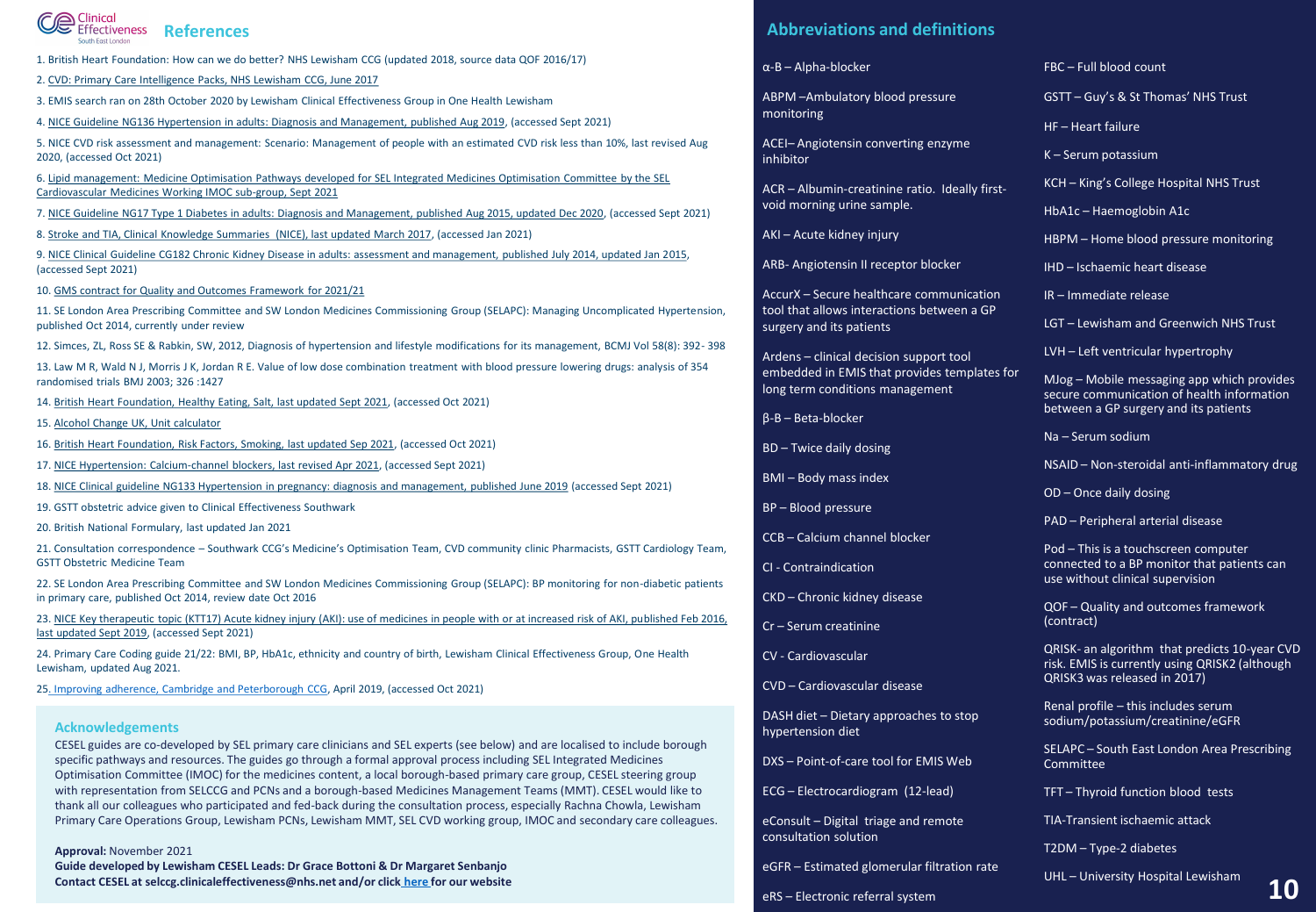## References

1. British Heart Foundation: How can we do better? NHS Lewisham CCG (updated 2018, source data QOF 2016/17)

2. CVD: Primary Care Intelligence Packs, NHS Lewisham CCG, June 2017

3. EMIS search ran on 28th October 2020 by Lewisham Clinical Effectiveness Group in One Health Lewisham

4. NICE Guideline NG136 Hypertension in adults: Diagnosis and Management, published Aug 2019, (accessed Sept 2021)

5. NICE CVD risk assessment and management: Scenario: Management of people with an estimated CVD risk less than 10%, last revised Aug 2020, (accessed Oct 2021)

6. Lipid management: Medicine Optimisation Pathways developed for SEL Integrated Medicines Optimisation Committee by the SEL Cardiovascular Medicines Working IMOC sub-group, Sept 2021

7. NICE Guideline NG17 Type 1 Diabetes in adults: Diagnosis and Management, published Aug 2015, updated Dec 2020, (accessed Sept 2021)

8. Stroke and TIA, Clinical Knowledge Summaries (NICE), last updated March 2017, (accessed Jan 2021)

9. NICE Clinical Guideline CG182 Chronic Kidney Disease in adults: assessment and management, published July 2014, updated Jan 2015, (accessed Sept 2021)

10. GMS contract for Quality and Outcomes Framework for 2021/21

11. SE London Area Prescribing Committee and SW London Medicines Commissioning Group (SELAPC): Managing Uncomplicated Hypertension, published Oct 2014, currently under review

12. Simces, ZL, Ross SE & Rabkin, SW, 2012, Diagnosis of hypertension and lifestyle modifications for its management, BCMJ Vol 58(8): 392- 398

13. Law M R, Wald N J, Morris J K, Jordan R E. Value of low dose combination treatment with blood pressure lowering drugs: analysis of 354 randomised trials BMJ 2003; 326 :1427

14. British Heart Foundation, Healthy Eating, Salt, last updated Sept 2021, (accessed Oct 2021)

15. Alcohol Change UK, Unit calculator

16. British Heart Foundation, Risk Factors, Smoking, last updated Sep 2021, (accessed Oct 2021)

17. NICE Hypertension: Calcium-channel blockers, last revised Apr 2021, (accessed Sept 2021)

18. NICE Clinical guideline NG133 Hypertension in pregnancy: diagnosis and management, published June 2019 (accessed Sept 2021)

19. GSTT obstetric advice given to Clinical Effectiveness Southwark

20. British National Formulary, last updated Jan 2021

21. Consultation correspondence – Southwark CCG's Medicine's Optimisation Team, CVD community clinic Pharmacists, GSTT Cardiology Team, GSTT Obstetric Medicine Team

22. SE London Area Prescribing Committee and SW London Medicines Commissioning Group (SELAPC): BP monitoring for non-diabetic patients in primary care, published Oct 2014, review date Oct 2016

23. NICE Key therapeutic topic (KTT17) Acute kidney injury (AKI): use of medicines in people with or at increased risk of AKI, published Feb 2016, last updated Sept 2019, (accessed Sept 2021)

24. Primary Care Coding guide 21/22: BMI, BP, HbA1c, ethnicity and country of birth, Lewisham Clinical Effectiveness Group, One Health Lewisham, updated Aug 2021.

25. Improving adherence, Cambridge and Peterborough CCG, April 2019, (accessed Oct 2021)

### Acknowledgements

CESEL guides are co-developed by SEL primary care clinicians and SEL experts (see below) and are localised to include borough specific pathways and resources. The guides go through a formal approval process including SEL Integrated Medicines Optimisation Committee (IMOC) for the medicines content, a local borough-based primary care group, CESEL steering group with representation from SELCCG and PCNs and a borough-based Medicines Management Teams (MMT). CESEL would like to thank all our colleagues who participated and fed-back during the consultation process, especially Rachna Chowla, Lewisham Primary Care Operations Group, Lewisham PCNs, Lewisham MMT, SEL CVD working group, IMOC and secondary care colleagues.

**Approval:** November 2021

**Guide developed by Lewisham CESEL Leads: Dr Grace Bottoni & Dr Margaret Senbanjo**

**Contact CESEL at selccg.clinicaleffectiveness@nhs.net and/or click here for our website**

## Abbreviations and definitions

- α-B – Alpha-blocker
- ABPM – Ambulatory blood pressure monitoring
- ACEI – Angiotensin converting enzyme inhibitor
- ACR – Albumin-creatinine ratio. Ideally first-void morning urine sample.
- AKI – Acute kidney injury
- ARB - Angiotensin II receptor blocker
- AccurX – Secure healthcare communication tool that allows interactions between a GP surgery and its patients
- Ardens – clinical decision support tool embedded in EMIS that provides templates for long term conditions management
- β-B – Beta-blocker
- BD – Twice daily dosing
- BMI – Body mass index
- BP – Blood pressure
- CCB – Calcium channel blocker
- CI - Contraindication
- CKD – Chronic kidney disease
- Cr – Serum creatinine
- CV - Cardiovascular
- CVD – Cardiovascular disease
- DASH diet – Dietary approaches to stop hypertension diet
- DXS – Point-of-care tool for EMIS Web
- ECG – Electrocardiogram (12-lead)
- eConsult – Digital triage and remote consultation solution
- eGFR – Estimated glomerular filtration rate
- eRS – Electronic referral system
- FBC – Full blood count
- GSTT – Guy's & St Thomas' NHS Trust
- HF – Heart failure
- K – Serum potassium
- KCH – King's College Hospital NHS Trust
- HbA1c – Haemoglobin A1c
- HBPM – Home blood pressure monitoring
- IHD – Ischaemic heart disease
- IR – Immediate release
- LGT – Lewisham and Greenwich NHS Trust
- LVH – Left ventricular hypertrophy
- MJog – Mobile messaging app which provides secure communication of health information between a GP surgery and its patients
- Na – Serum sodium
- NSAID – Non-steroidal anti-inflammatory drug
- OD – Once daily dosing
- PAD – Peripheral arterial disease
- Pod – This is a touchscreen computer connected to a BP monitor that patients can use without clinical supervision
- QOF – Quality and outcomes framework (contract)
- QRISK - an algorithm that predicts 10-year CVD risk. EMIS is currently using QRISK2 (although QRISK3 was released in 2017)
- Renal profile – this includes serum sodium/potassium/creatinine/eGFR
- SELAPC – South East London Area Prescribing Committee
- TFT – Thyroid function blood tests
- TIA - Transient ischaemic attack
- T2DM – Type-2 diabetes
- UHL – University Hospital Lewisham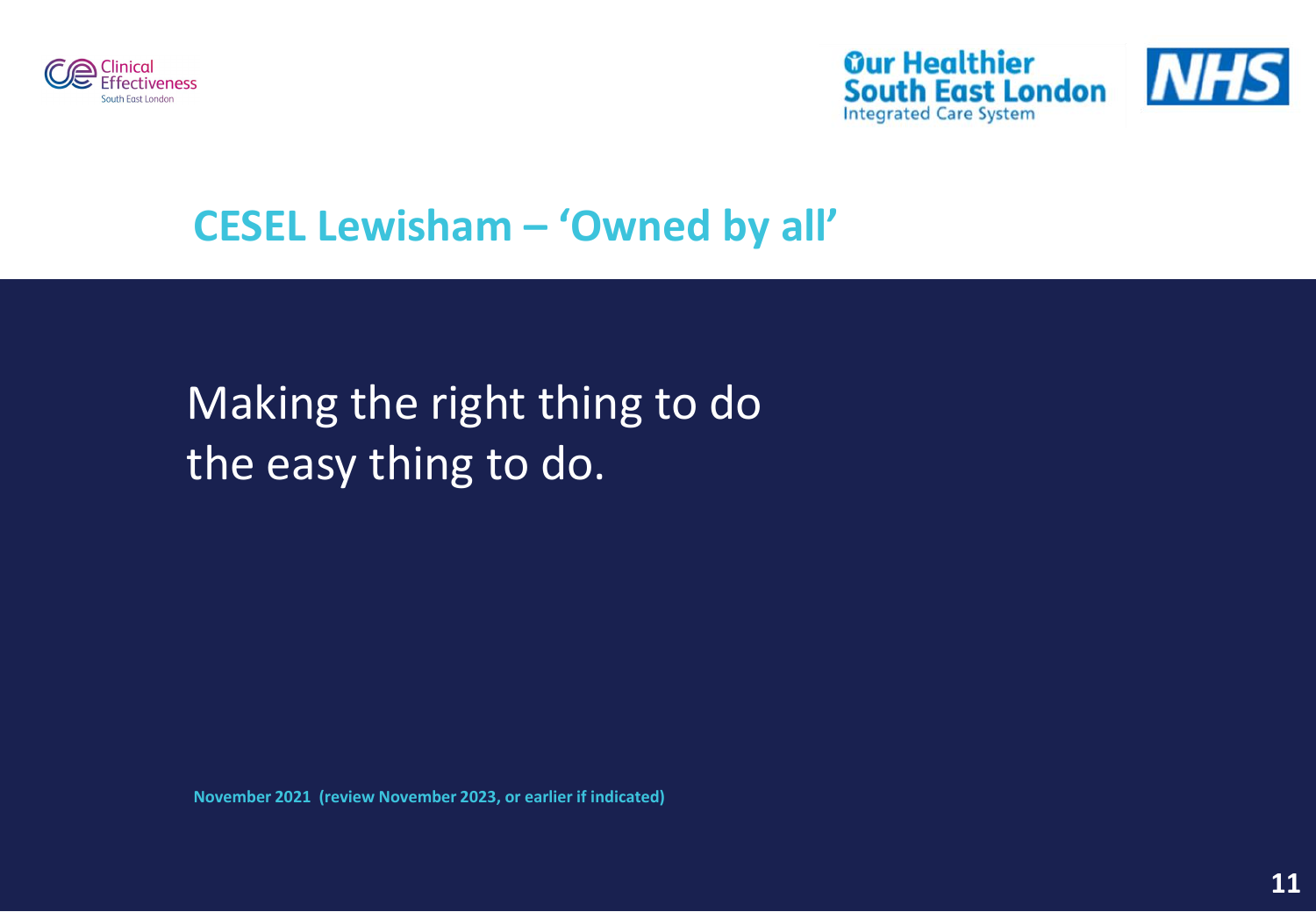## CESEL Lewisham – 'Owned by all'

Making the right thing to do the easy thing to do.

**November 2021 (review November 2023, or earlier if indicated)**